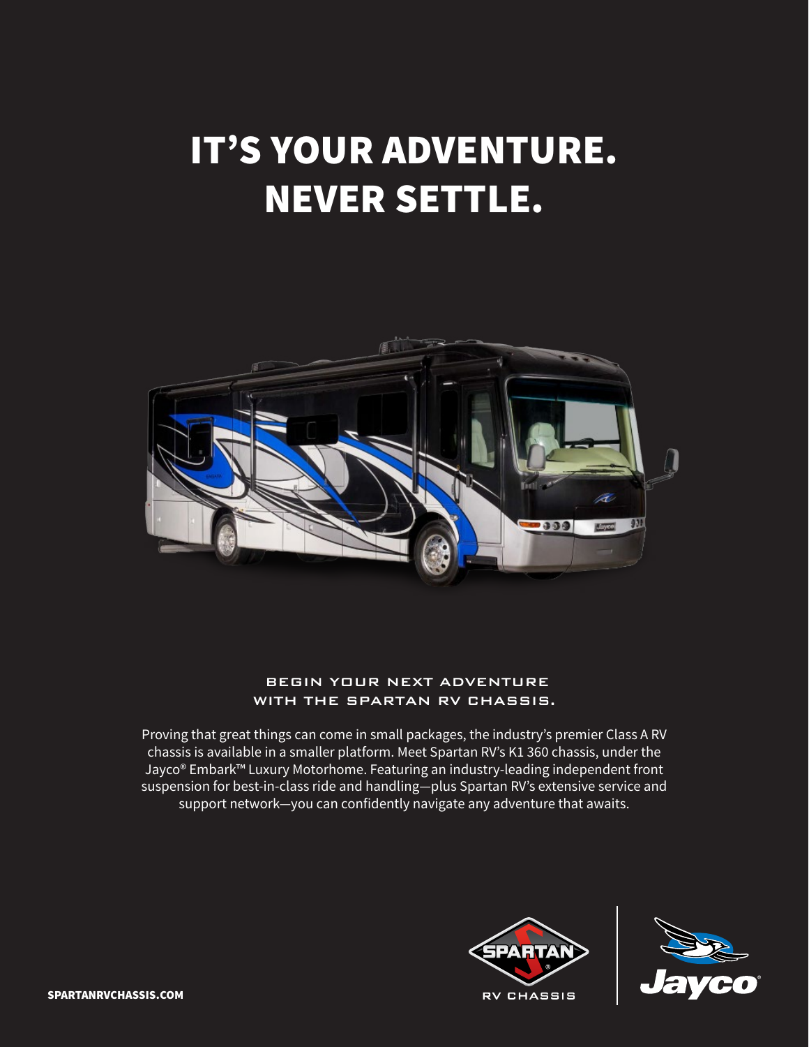# IT'S YOUR ADVENTURE. NEVER SETTLE.

## BEGIN YOUR NEXT ADVENTURE WITH THE SPARTAN RV CHASSIS.

Proving that great things can come in small packages, the industry's premier Class A RV chassis is available in a smaller platform. Meet Spartan RV's K1 360 chassis, under the Jayco® Embark™ Luxury Motorhome. Featuring an industry-leading independent front suspension for best-in-class ride and handling—plus Spartan RV's extensive service and support network—you can confidently navigate any adventure that awaits.

**SPARTANRVCHASSIS.COM**

SPARTAN RV CHASSIS

Jayco®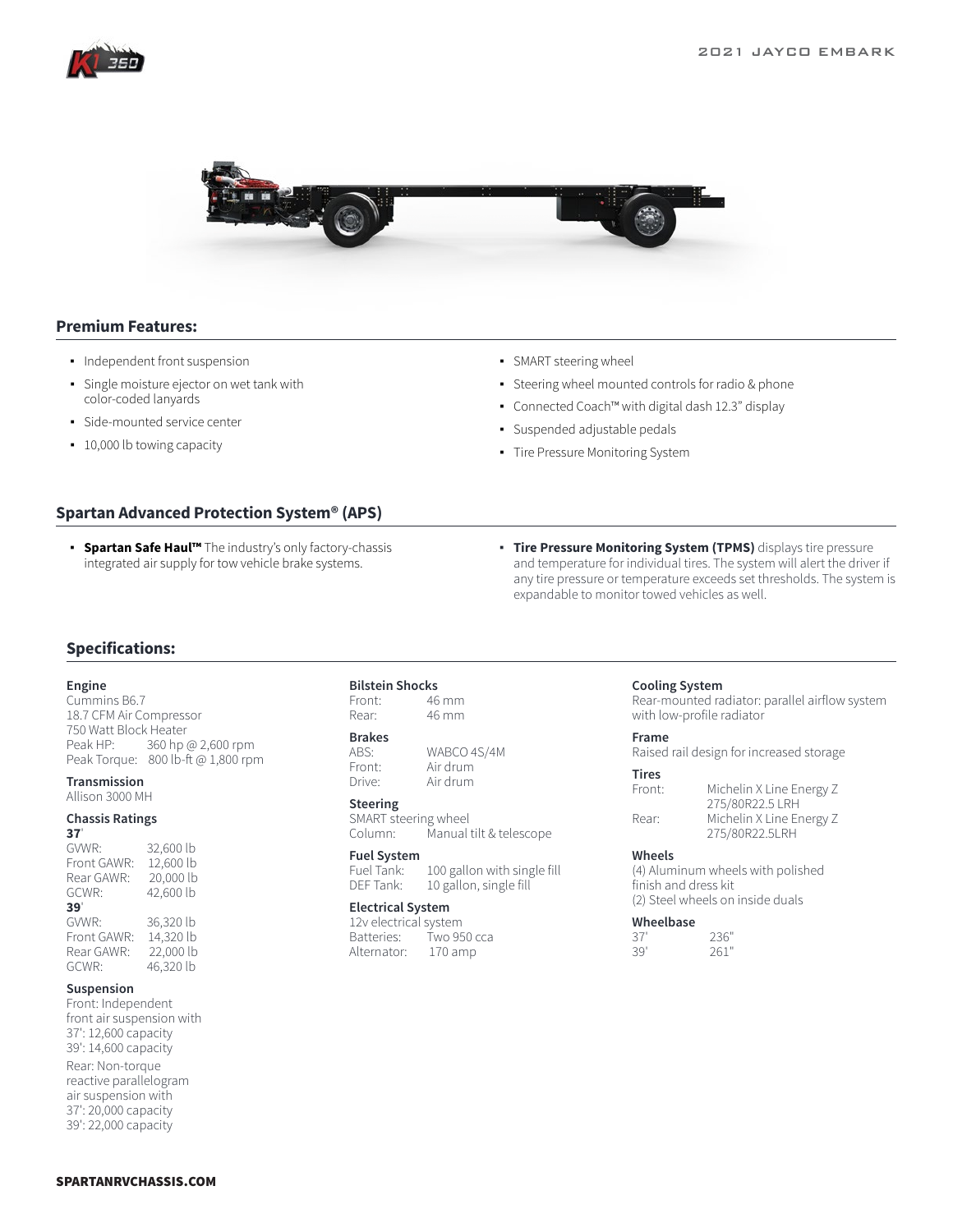K1 360

## Premium Features:

- Independent front suspension
- Single moisture ejector on wet tank with color-coded lanyards
- Side-mounted service center
- 10,000 lb towing capacity
- SMART steering wheel
- Steering wheel mounted controls for radio & phone
- Connected Coach™ with digital dash 12.3" display
- Suspended adjustable pedals
- Tire Pressure Monitoring System

## Spartan Advanced Protection System® (APS)

- **Spartan Safe Haul™** The industry's only factory-chassis integrated air supply for tow vehicle brake systems.
- **Tire Pressure Monitoring System (TPMS)** displays tire pressure and temperature for individual tires. The system will alert the driver if any tire pressure or temperature exceeds set thresholds. The system is expandable to monitor towed vehicles as well.

## Specifications:

**Engine**
Cummins B6.7
18.7 CFM Air Compressor
750 Watt Block Heater
Peak HP: 360 hp @ 2,600 rpm
Peak Torque: 800 lb-ft @ 1,800 rpm

**Transmission**
Allison 3000 MH

**Chassis Ratings**

**37'**
GVWR: 32,600 lb
Front GAWR: 12,600 lb
Rear GAWR: 20,000 lb
GCWR: 42,600 lb

**39'**
GVWR: 36,320 lb
Front GAWR: 14,320 lb
Rear GAWR: 22,000 lb
GCWR: 46,320 lb

**Suspension**
Front: Independent front air suspension with
37': 12,600 capacity
39': 14,600 capacity
Rear: Non-torque reactive parallelogram air suspension with
37': 20,000 capacity
39': 22,000 capacity

**Bilstein Shocks**
Front: 46 mm
Rear: 46 mm

**Brakes**
ABS: WABCO 4S/4M
Front: Air drum
Drive: Air drum

**Steering**
SMART steering wheel
Column: Manual tilt & telescope

**Fuel System**
Fuel Tank: 100 gallon with single fill
DEF Tank: 10 gallon, single fill

**Electrical System**
12v electrical system
Batteries: Two 950 cca
Alternator: 170 amp

**Cooling System**
Rear-mounted radiator: parallel airflow system with low-profile radiator

**Frame**
Raised rail design for increased storage

**Tires**
Front: Michelin X Line Energy Z 275/80R22.5 LRH
Rear: Michelin X Line Energy Z 275/80R22.5LRH

**Wheels**
(4) Aluminum wheels with polished finish and dress kit
(2) Steel wheels on inside duals

**Wheelbase**
37' 236"
39' 261"

SPARTANRVCHASSIS.COM